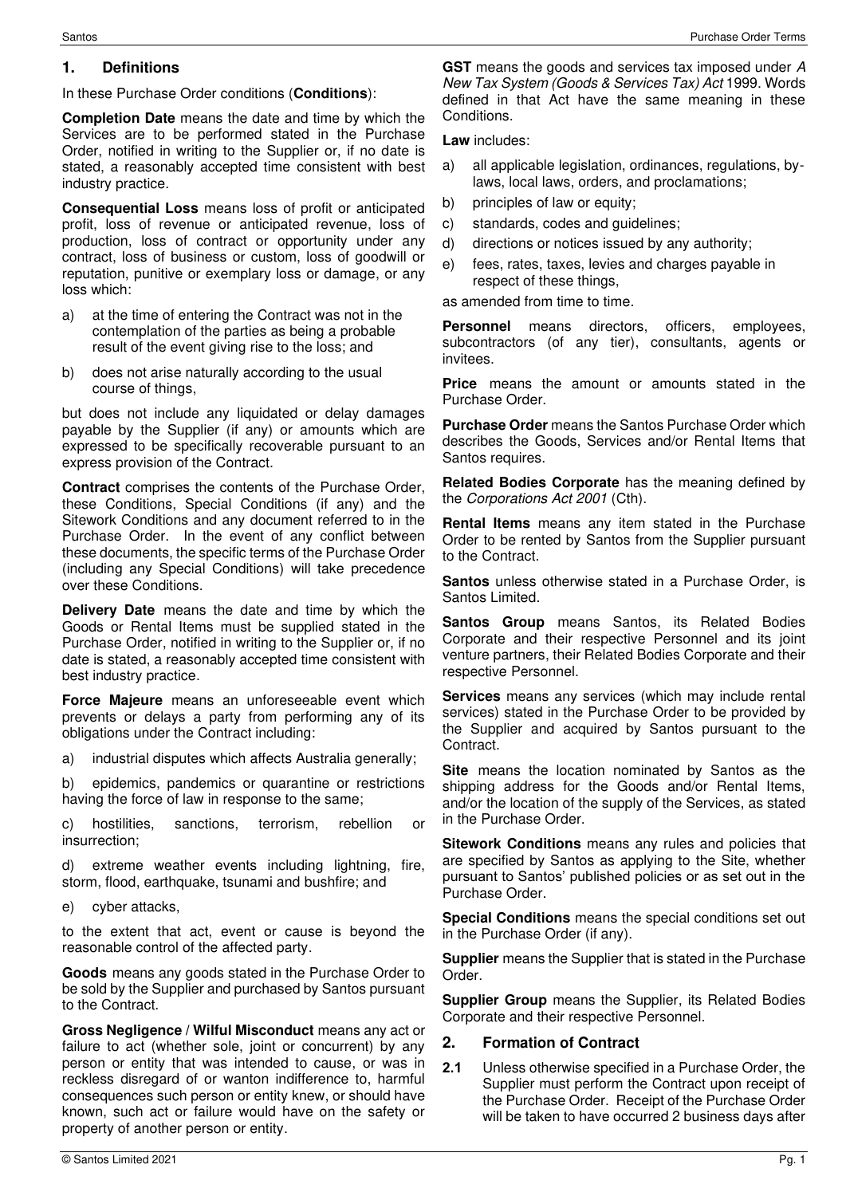## 1. Definitions

In these Purchase Order conditions (**Conditions**):

**Completion Date** means the date and time by which the Services are to be performed stated in the Purchase Order, notified in writing to the Supplier or, if no date is stated, a reasonably accepted time consistent with best industry practice.

**Consequential Loss** means loss of profit or anticipated profit, loss of revenue or anticipated revenue, loss of production, loss of contract or opportunity under any contract, loss of business or custom, loss of goodwill or reputation, punitive or exemplary loss or damage, or any loss which:

a) at the time of entering the Contract was not in the contemplation of the parties as being a probable result of the event giving rise to the loss; and

b) does not arise naturally according to the usual course of things,

but does not include any liquidated or delay damages payable by the Supplier (if any) or amounts which are expressed to be specifically recoverable pursuant to an express provision of the Contract.

**Contract** comprises the contents of the Purchase Order, these Conditions, Special Conditions (if any) and the Sitework Conditions and any document referred to in the Purchase Order. In the event of any conflict between these documents, the specific terms of the Purchase Order (including any Special Conditions) will take precedence over these Conditions.

**Delivery Date** means the date and time by which the Goods or Rental Items must be supplied stated in the Purchase Order, notified in writing to the Supplier or, if no date is stated, a reasonably accepted time consistent with best industry practice.

**Force Majeure** means an unforeseeable event which prevents or delays a party from performing any of its obligations under the Contract including:

a) industrial disputes which affects Australia generally;

b) epidemics, pandemics or quarantine or restrictions having the force of law in response to the same;

c) hostilities, sanctions, terrorism, rebellion or insurrection;

d) extreme weather events including lightning, fire, storm, flood, earthquake, tsunami and bushfire; and

e) cyber attacks,

to the extent that act, event or cause is beyond the reasonable control of the affected party.

**Goods** means any goods stated in the Purchase Order to be sold by the Supplier and purchased by Santos pursuant to the Contract.

**Gross Negligence / Wilful Misconduct** means any act or failure to act (whether sole, joint or concurrent) by any person or entity that was intended to cause, or was in reckless disregard of or wanton indifference to, harmful consequences such person or entity knew, or should have known, such act or failure would have on the safety or property of another person or entity.

**GST** means the goods and services tax imposed under *A New Tax System (Goods & Services Tax) Act* 1999. Words defined in that Act have the same meaning in these Conditions.

**Law** includes:

a) all applicable legislation, ordinances, regulations, by-laws, local laws, orders, and proclamations;

b) principles of law or equity;

c) standards, codes and guidelines;

d) directions or notices issued by any authority;

e) fees, rates, taxes, levies and charges payable in respect of these things,

as amended from time to time.

**Personnel** means directors, officers, employees, subcontractors (of any tier), consultants, agents or invitees.

**Price** means the amount or amounts stated in the Purchase Order.

**Purchase Order** means the Santos Purchase Order which describes the Goods, Services and/or Rental Items that Santos requires.

**Related Bodies Corporate** has the meaning defined by the *Corporations Act 2001* (Cth).

**Rental Items** means any item stated in the Purchase Order to be rented by Santos from the Supplier pursuant to the Contract.

**Santos** unless otherwise stated in a Purchase Order, is Santos Limited.

**Santos Group** means Santos, its Related Bodies Corporate and their respective Personnel and its joint venture partners, their Related Bodies Corporate and their respective Personnel.

**Services** means any services (which may include rental services) stated in the Purchase Order to be provided by the Supplier and acquired by Santos pursuant to the Contract.

**Site** means the location nominated by Santos as the shipping address for the Goods and/or Rental Items, and/or the location of the supply of the Services, as stated in the Purchase Order.

**Sitework Conditions** means any rules and policies that are specified by Santos as applying to the Site, whether pursuant to Santos' published policies or as set out in the Purchase Order.

**Special Conditions** means the special conditions set out in the Purchase Order (if any).

**Supplier** means the Supplier that is stated in the Purchase Order.

**Supplier Group** means the Supplier, its Related Bodies Corporate and their respective Personnel.

## 2. Formation of Contract

**2.1** Unless otherwise specified in a Purchase Order, the Supplier must perform the Contract upon receipt of the Purchase Order. Receipt of the Purchase Order will be taken to have occurred 2 business days after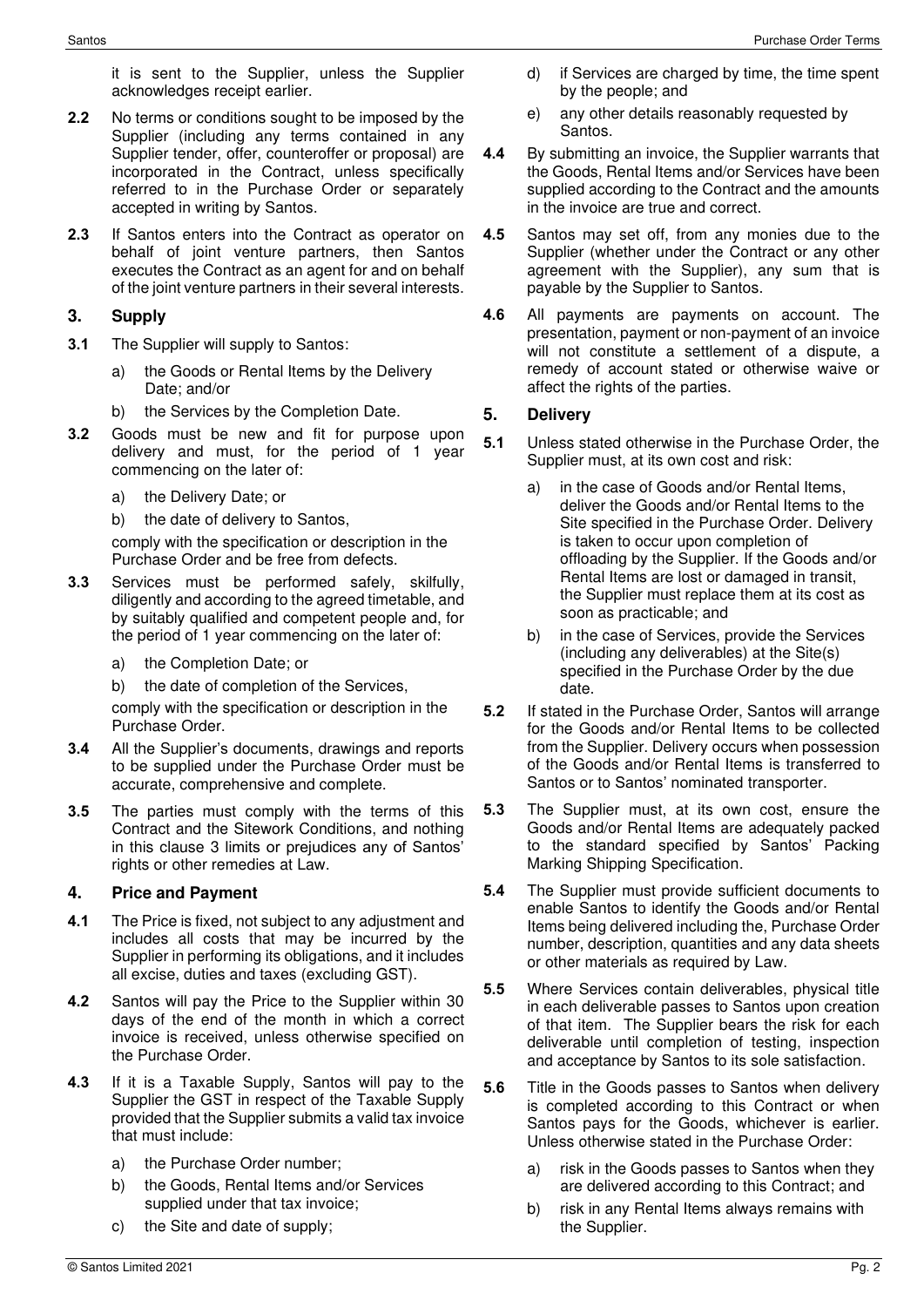it is sent to the Supplier, unless the Supplier acknowledges receipt earlier.

**2.2** No terms or conditions sought to be imposed by the Supplier (including any terms contained in any Supplier tender, offer, counteroffer or proposal) are incorporated in the Contract, unless specifically referred to in the Purchase Order or separately accepted in writing by Santos.

**2.3** If Santos enters into the Contract as operator on behalf of joint venture partners, then Santos executes the Contract as an agent for and on behalf of the joint venture partners in their several interests.

## 3. Supply

**3.1** The Supplier will supply to Santos:

a) the Goods or Rental Items by the Delivery Date; and/or

b) the Services by the Completion Date.

**3.2** Goods must be new and fit for purpose upon delivery and must, for the period of 1 year commencing on the later of:

a) the Delivery Date; or

b) the date of delivery to Santos,

comply with the specification or description in the Purchase Order and be free from defects.

**3.3** Services must be performed safely, skilfully, diligently and according to the agreed timetable, and by suitably qualified and competent people and, for the period of 1 year commencing on the later of:

a) the Completion Date; or

b) the date of completion of the Services,

comply with the specification or description in the Purchase Order.

**3.4** All the Supplier's documents, drawings and reports to be supplied under the Purchase Order must be accurate, comprehensive and complete.

**3.5** The parties must comply with the terms of this Contract and the Sitework Conditions, and nothing in this clause 3 limits or prejudices any of Santos' rights or other remedies at Law.

## 4. Price and Payment

**4.1** The Price is fixed, not subject to any adjustment and includes all costs that may be incurred by the Supplier in performing its obligations, and it includes all excise, duties and taxes (excluding GST).

**4.2** Santos will pay the Price to the Supplier within 30 days of the end of the month in which a correct invoice is received, unless otherwise specified on the Purchase Order.

**4.3** If it is a Taxable Supply, Santos will pay to the Supplier the GST in respect of the Taxable Supply provided that the Supplier submits a valid tax invoice that must include:

a) the Purchase Order number;

b) the Goods, Rental Items and/or Services supplied under that tax invoice;

c) the Site and date of supply;

d) if Services are charged by time, the time spent by the people; and

e) any other details reasonably requested by Santos.

**4.4** By submitting an invoice, the Supplier warrants that the Goods, Rental Items and/or Services have been supplied according to the Contract and the amounts in the invoice are true and correct.

**4.5** Santos may set off, from any monies due to the Supplier (whether under the Contract or any other agreement with the Supplier), any sum that is payable by the Supplier to Santos.

**4.6** All payments are payments on account. The presentation, payment or non-payment of an invoice will not constitute a settlement of a dispute, a remedy of account stated or otherwise waive or affect the rights of the parties.

## 5. Delivery

**5.1** Unless stated otherwise in the Purchase Order, the Supplier must, at its own cost and risk:

a) in the case of Goods and/or Rental Items, deliver the Goods and/or Rental Items to the Site specified in the Purchase Order. Delivery is taken to occur upon completion of offloading by the Supplier. If the Goods and/or Rental Items are lost or damaged in transit, the Supplier must replace them at its cost as soon as practicable; and

b) in the case of Services, provide the Services (including any deliverables) at the Site(s) specified in the Purchase Order by the due date.

**5.2** If stated in the Purchase Order, Santos will arrange for the Goods and/or Rental Items to be collected from the Supplier. Delivery occurs when possession of the Goods and/or Rental Items is transferred to Santos or to Santos' nominated transporter.

**5.3** The Supplier must, at its own cost, ensure the Goods and/or Rental Items are adequately packed to the standard specified by Santos' Packing Marking Shipping Specification.

**5.4** The Supplier must provide sufficient documents to enable Santos to identify the Goods and/or Rental Items being delivered including the, Purchase Order number, description, quantities and any data sheets or other materials as required by Law.

**5.5** Where Services contain deliverables, physical title in each deliverable passes to Santos upon creation of that item. The Supplier bears the risk for each deliverable until completion of testing, inspection and acceptance by Santos to its sole satisfaction.

**5.6** Title in the Goods passes to Santos when delivery is completed according to this Contract or when Santos pays for the Goods, whichever is earlier. Unless otherwise stated in the Purchase Order:

a) risk in the Goods passes to Santos when they are delivered according to this Contract; and

b) risk in any Rental Items always remains with the Supplier.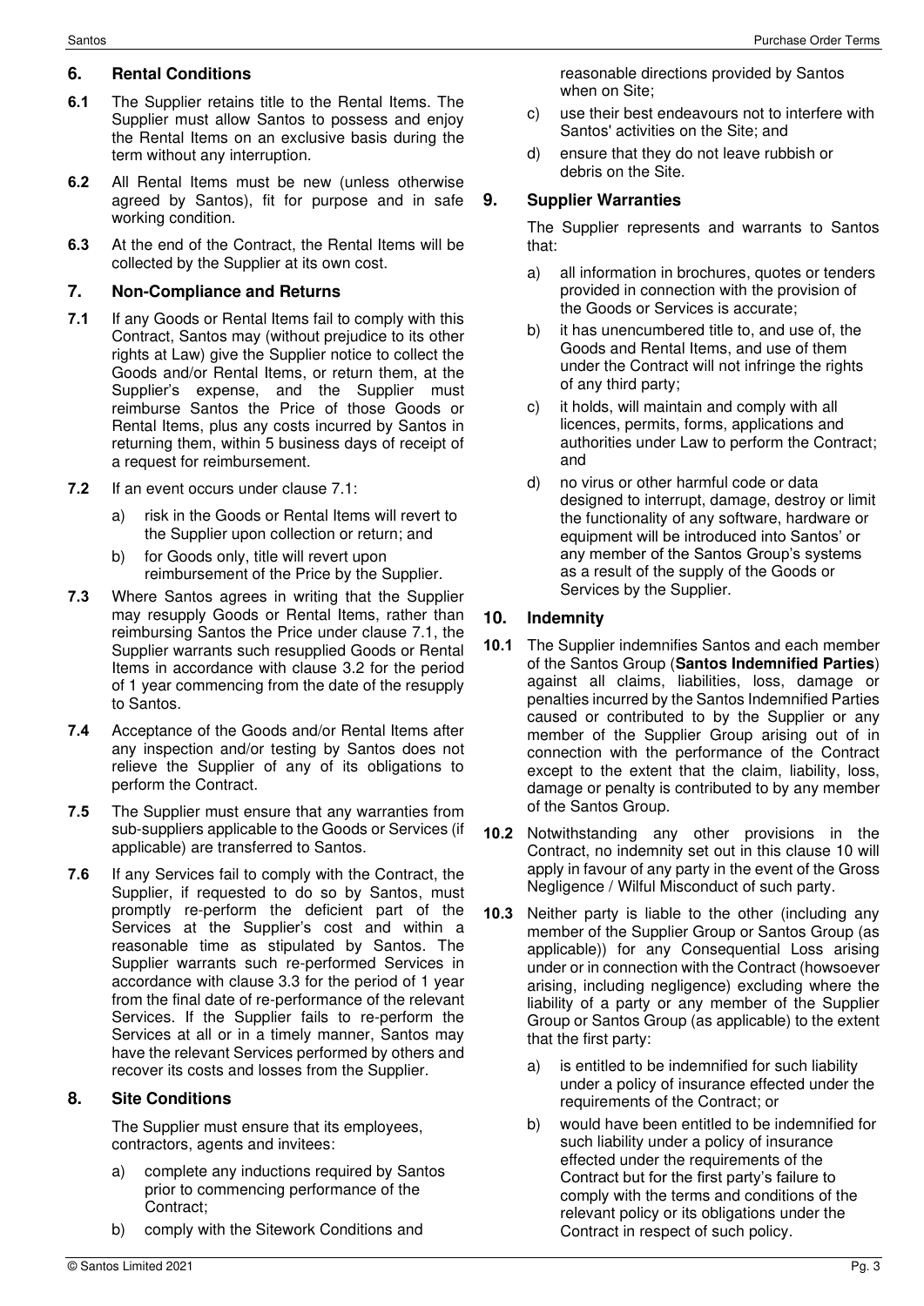## 6. Rental Conditions

**6.1** The Supplier retains title to the Rental Items. The Supplier must allow Santos to possess and enjoy the Rental Items on an exclusive basis during the term without any interruption.

**6.2** All Rental Items must be new (unless otherwise agreed by Santos), fit for purpose and in safe working condition.

**6.3** At the end of the Contract, the Rental Items will be collected by the Supplier at its own cost.

## 7. Non-Compliance and Returns

**7.1** If any Goods or Rental Items fail to comply with this Contract, Santos may (without prejudice to its other rights at Law) give the Supplier notice to collect the Goods and/or Rental Items, or return them, at the Supplier's expense, and the Supplier must reimburse Santos the Price of those Goods or Rental Items, plus any costs incurred by Santos in returning them, within 5 business days of receipt of a request for reimbursement.

**7.2** If an event occurs under clause 7.1:

a) risk in the Goods or Rental Items will revert to the Supplier upon collection or return; and

b) for Goods only, title will revert upon reimbursement of the Price by the Supplier.

**7.3** Where Santos agrees in writing that the Supplier may resupply Goods or Rental Items, rather than reimbursing Santos the Price under clause 7.1, the Supplier warrants such resupplied Goods or Rental Items in accordance with clause 3.2 for the period of 1 year commencing from the date of the resupply to Santos.

**7.4** Acceptance of the Goods and/or Rental Items after any inspection and/or testing by Santos does not relieve the Supplier of any of its obligations to perform the Contract.

**7.5** The Supplier must ensure that any warranties from sub-suppliers applicable to the Goods or Services (if applicable) are transferred to Santos.

**7.6** If any Services fail to comply with the Contract, the Supplier, if requested to do so by Santos, must promptly re-perform the deficient part of the Services at the Supplier's cost and within a reasonable time as stipulated by Santos. The Supplier warrants such re-performed Services in accordance with clause 3.3 for the period of 1 year from the final date of re-performance of the relevant Services. If the Supplier fails to re-perform the Services at all or in a timely manner, Santos may have the relevant Services performed by others and recover its costs and losses from the Supplier.

## 8. Site Conditions

The Supplier must ensure that its employees, contractors, agents and invitees:

a) complete any inductions required by Santos prior to commencing performance of the Contract;

b) comply with the Sitework Conditions and reasonable directions provided by Santos when on Site;

c) use their best endeavours not to interfere with Santos' activities on the Site; and

d) ensure that they do not leave rubbish or debris on the Site.

## 9. Supplier Warranties

The Supplier represents and warrants to Santos that:

a) all information in brochures, quotes or tenders provided in connection with the provision of the Goods or Services is accurate;

b) it has unencumbered title to, and use of, the Goods and Rental Items, and use of them under the Contract will not infringe the rights of any third party;

c) it holds, will maintain and comply with all licences, permits, forms, applications and authorities under Law to perform the Contract; and

d) no virus or other harmful code or data designed to interrupt, damage, destroy or limit the functionality of any software, hardware or equipment will be introduced into Santos' or any member of the Santos Group's systems as a result of the supply of the Goods or Services by the Supplier.

## 10. Indemnity

**10.1** The Supplier indemnifies Santos and each member of the Santos Group (**Santos Indemnified Parties**) against all claims, liabilities, loss, damage or penalties incurred by the Santos Indemnified Parties caused or contributed to by the Supplier or any member of the Supplier Group arising out of in connection with the performance of the Contract except to the extent that the claim, liability, loss, damage or penalty is contributed to by any member of the Santos Group.

**10.2** Notwithstanding any other provisions in the Contract, no indemnity set out in this clause 10 will apply in favour of any party in the event of the Gross Negligence / Wilful Misconduct of such party.

**10.3** Neither party is liable to the other (including any member of the Supplier Group or Santos Group (as applicable)) for any Consequential Loss arising under or in connection with the Contract (howsoever arising, including negligence) excluding where the liability of a party or any member of the Supplier Group or Santos Group (as applicable) to the extent that the first party:

a) is entitled to be indemnified for such liability under a policy of insurance effected under the requirements of the Contract; or

b) would have been entitled to be indemnified for such liability under a policy of insurance effected under the requirements of the Contract but for the first party's failure to comply with the terms and conditions of the relevant policy or its obligations under the Contract in respect of such policy.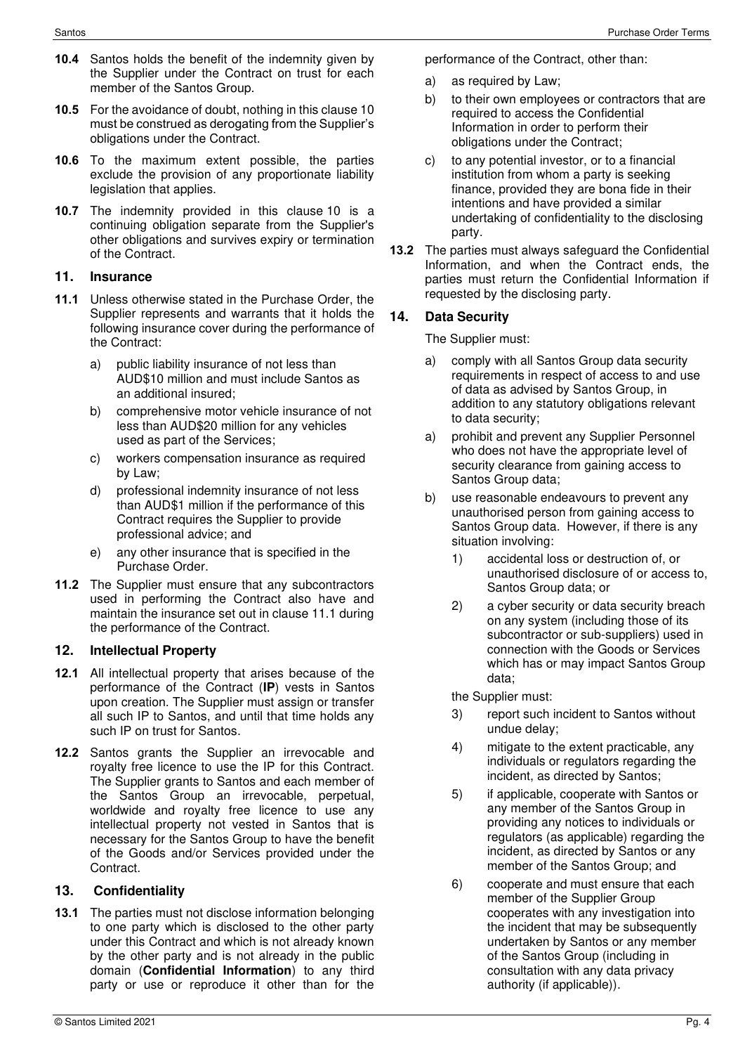**10.4** Santos holds the benefit of the indemnity given by the Supplier under the Contract on trust for each member of the Santos Group.

**10.5** For the avoidance of doubt, nothing in this clause 10 must be construed as derogating from the Supplier's obligations under the Contract.

**10.6** To the maximum extent possible, the parties exclude the provision of any proportionate liability legislation that applies.

**10.7** The indemnity provided in this clause 10 is a continuing obligation separate from the Supplier's other obligations and survives expiry or termination of the Contract.

## 11. Insurance

**11.1** Unless otherwise stated in the Purchase Order, the Supplier represents and warrants that it holds the following insurance cover during the performance of the Contract:

a) public liability insurance of not less than AUD$10 million and must include Santos as an additional insured;

b) comprehensive motor vehicle insurance of not less than AUD$20 million for any vehicles used as part of the Services;

c) workers compensation insurance as required by Law;

d) professional indemnity insurance of not less than AUD$1 million if the performance of this Contract requires the Supplier to provide professional advice; and

e) any other insurance that is specified in the Purchase Order.

**11.2** The Supplier must ensure that any subcontractors used in performing the Contract also have and maintain the insurance set out in clause 11.1 during the performance of the Contract.

## 12. Intellectual Property

**12.1** All intellectual property that arises because of the performance of the Contract (**IP**) vests in Santos upon creation. The Supplier must assign or transfer all such IP to Santos, and until that time holds any such IP on trust for Santos.

**12.2** Santos grants the Supplier an irrevocable and royalty free licence to use the IP for this Contract. The Supplier grants to Santos and each member of the Santos Group an irrevocable, perpetual, worldwide and royalty free licence to use any intellectual property not vested in Santos that is necessary for the Santos Group to have the benefit of the Goods and/or Services provided under the Contract.

## 13. Confidentiality

**13.1** The parties must not disclose information belonging to one party which is disclosed to the other party under this Contract and which is not already known by the other party and is not already in the public domain (**Confidential Information**) to any third party or use or reproduce it other than for the performance of the Contract, other than:

a) as required by Law;

b) to their own employees or contractors that are required to access the Confidential Information in order to perform their obligations under the Contract;

c) to any potential investor, or to a financial institution from whom a party is seeking finance, provided they are bona fide in their intentions and have provided a similar undertaking of confidentiality to the disclosing party.

**13.2** The parties must always safeguard the Confidential Information, and when the Contract ends, the parties must return the Confidential Information if requested by the disclosing party.

## 14. Data Security

The Supplier must:

a) comply with all Santos Group data security requirements in respect of access to and use of data as advised by Santos Group, in addition to any statutory obligations relevant to data security;

a) prohibit and prevent any Supplier Personnel who does not have the appropriate level of security clearance from gaining access to Santos Group data;

b) use reasonable endeavours to prevent any unauthorised person from gaining access to Santos Group data. However, if there is any situation involving:

1) accidental loss or destruction of, or unauthorised disclosure of or access to, Santos Group data; or

2) a cyber security or data security breach on any system (including those of its subcontractor or sub-suppliers) used in connection with the Goods or Services which has or may impact Santos Group data;

the Supplier must:

3) report such incident to Santos without undue delay;

4) mitigate to the extent practicable, any individuals or regulators regarding the incident, as directed by Santos;

5) if applicable, cooperate with Santos or any member of the Santos Group in providing any notices to individuals or regulators (as applicable) regarding the incident, as directed by Santos or any member of the Santos Group; and

6) cooperate and must ensure that each member of the Supplier Group cooperates with any investigation into the incident that may be subsequently undertaken by Santos or any member of the Santos Group (including in consultation with any data privacy authority (if applicable)).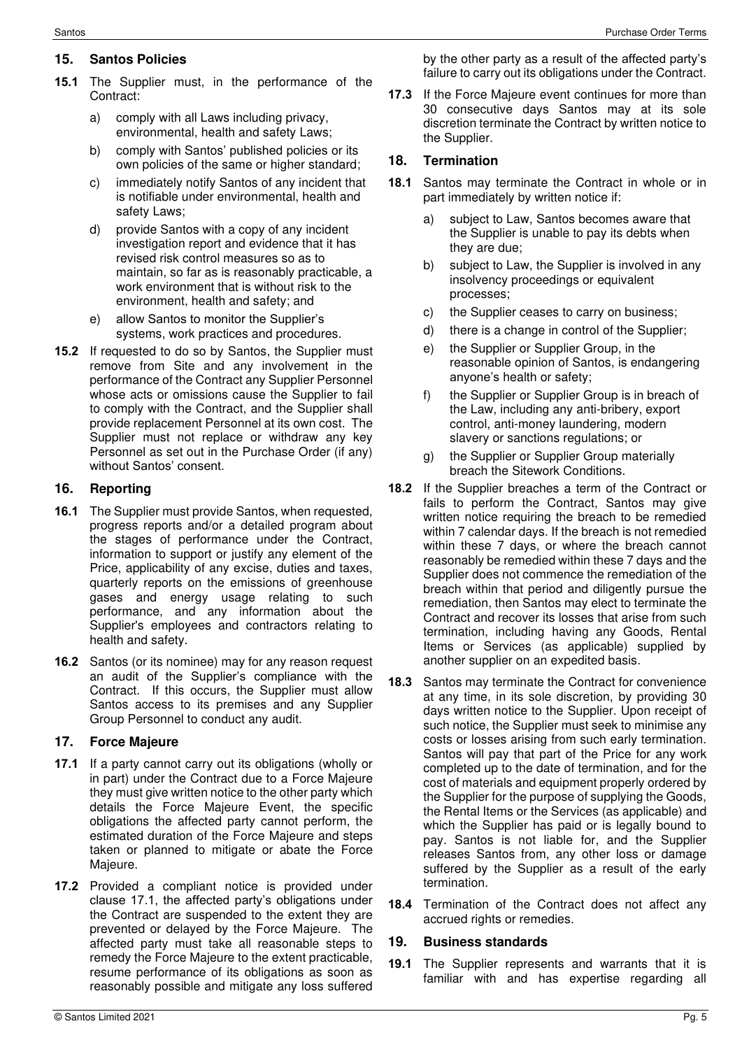## 15. Santos Policies

**15.1** The Supplier must, in the performance of the Contract:

a) comply with all Laws including privacy, environmental, health and safety Laws;

b) comply with Santos' published policies or its own policies of the same or higher standard;

c) immediately notify Santos of any incident that is notifiable under environmental, health and safety Laws;

d) provide Santos with a copy of any incident investigation report and evidence that it has revised risk control measures so as to maintain, so far as is reasonably practicable, a work environment that is without risk to the environment, health and safety; and

e) allow Santos to monitor the Supplier's systems, work practices and procedures.

**15.2** If requested to do so by Santos, the Supplier must remove from Site and any involvement in the performance of the Contract any Supplier Personnel whose acts or omissions cause the Supplier to fail to comply with the Contract, and the Supplier shall provide replacement Personnel at its own cost. The Supplier must not replace or withdraw any key Personnel as set out in the Purchase Order (if any) without Santos' consent.

## 16. Reporting

**16.1** The Supplier must provide Santos, when requested, progress reports and/or a detailed program about the stages of performance under the Contract, information to support or justify any element of the Price, applicability of any excise, duties and taxes, quarterly reports on the emissions of greenhouse gases and energy usage relating to such performance, and any information about the Supplier's employees and contractors relating to health and safety.

**16.2** Santos (or its nominee) may for any reason request an audit of the Supplier's compliance with the Contract. If this occurs, the Supplier must allow Santos access to its premises and any Supplier Group Personnel to conduct any audit.

## 17. Force Majeure

**17.1** If a party cannot carry out its obligations (wholly or in part) under the Contract due to a Force Majeure they must give written notice to the other party which details the Force Majeure Event, the specific obligations the affected party cannot perform, the estimated duration of the Force Majeure and steps taken or planned to mitigate or abate the Force Majeure.

**17.2** Provided a compliant notice is provided under clause 17.1, the affected party's obligations under the Contract are suspended to the extent they are prevented or delayed by the Force Majeure. The affected party must take all reasonable steps to remedy the Force Majeure to the extent practicable, resume performance of its obligations as soon as reasonably possible and mitigate any loss suffered by the other party as a result of the affected party's failure to carry out its obligations under the Contract.

**17.3** If the Force Majeure event continues for more than 30 consecutive days Santos may at its sole discretion terminate the Contract by written notice to the Supplier.

## 18. Termination

**18.1** Santos may terminate the Contract in whole or in part immediately by written notice if:

a) subject to Law, Santos becomes aware that the Supplier is unable to pay its debts when they are due;

b) subject to Law, the Supplier is involved in any insolvency proceedings or equivalent processes;

c) the Supplier ceases to carry on business;

d) there is a change in control of the Supplier;

e) the Supplier or Supplier Group, in the reasonable opinion of Santos, is endangering anyone's health or safety;

f) the Supplier or Supplier Group is in breach of the Law, including any anti-bribery, export control, anti-money laundering, modern slavery or sanctions regulations; or

g) the Supplier or Supplier Group materially breach the Sitework Conditions.

**18.2** If the Supplier breaches a term of the Contract or fails to perform the Contract, Santos may give written notice requiring the breach to be remedied within 7 calendar days. If the breach is not remedied within these 7 days, or where the breach cannot reasonably be remedied within these 7 days and the Supplier does not commence the remediation of the breach within that period and diligently pursue the remediation, then Santos may elect to terminate the Contract and recover its losses that arise from such termination, including having any Goods, Rental Items or Services (as applicable) supplied by another supplier on an expedited basis.

**18.3** Santos may terminate the Contract for convenience at any time, in its sole discretion, by providing 30 days written notice to the Supplier. Upon receipt of such notice, the Supplier must seek to minimise any costs or losses arising from such early termination. Santos will pay that part of the Price for any work completed up to the date of termination, and for the cost of materials and equipment properly ordered by the Supplier for the purpose of supplying the Goods, the Rental Items or the Services (as applicable) and which the Supplier has paid or is legally bound to pay. Santos is not liable for, and the Supplier releases Santos from, any other loss or damage suffered by the Supplier as a result of the early termination.

**18.4** Termination of the Contract does not affect any accrued rights or remedies.

## 19. Business standards

**19.1** The Supplier represents and warrants that it is familiar with and has expertise regarding all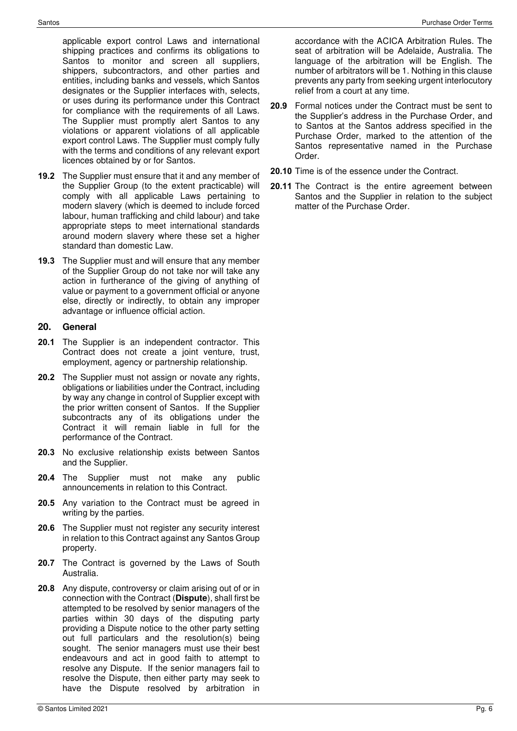applicable export control Laws and international shipping practices and confirms its obligations to Santos to monitor and screen all suppliers, shippers, subcontractors, and other parties and entities, including banks and vessels, which Santos designates or the Supplier interfaces with, selects, or uses during its performance under this Contract for compliance with the requirements of all Laws. The Supplier must promptly alert Santos to any violations or apparent violations of all applicable export control Laws. The Supplier must comply fully with the terms and conditions of any relevant export licences obtained by or for Santos.

**19.2** The Supplier must ensure that it and any member of the Supplier Group (to the extent practicable) will comply with all applicable Laws pertaining to modern slavery (which is deemed to include forced labour, human trafficking and child labour) and take appropriate steps to meet international standards around modern slavery where these set a higher standard than domestic Law.

**19.3** The Supplier must and will ensure that any member of the Supplier Group do not take nor will take any action in furtherance of the giving of anything of value or payment to a government official or anyone else, directly or indirectly, to obtain any improper advantage or influence official action.

## 20. General

**20.1** The Supplier is an independent contractor. This Contract does not create a joint venture, trust, employment, agency or partnership relationship.

**20.2** The Supplier must not assign or novate any rights, obligations or liabilities under the Contract, including by way any change in control of Supplier except with the prior written consent of Santos. If the Supplier subcontracts any of its obligations under the Contract it will remain liable in full for the performance of the Contract.

**20.3** No exclusive relationship exists between Santos and the Supplier.

**20.4** The Supplier must not make any public announcements in relation to this Contract.

**20.5** Any variation to the Contract must be agreed in writing by the parties.

**20.6** The Supplier must not register any security interest in relation to this Contract against any Santos Group property.

**20.7** The Contract is governed by the Laws of South Australia.

**20.8** Any dispute, controversy or claim arising out of or in connection with the Contract (**Dispute**), shall first be attempted to be resolved by senior managers of the parties within 30 days of the disputing party providing a Dispute notice to the other party setting out full particulars and the resolution(s) being sought. The senior managers must use their best endeavours and act in good faith to attempt to resolve any Dispute. If the senior managers fail to resolve the Dispute, then either party may seek to have the Dispute resolved by arbitration in accordance with the ACICA Arbitration Rules. The seat of arbitration will be Adelaide, Australia. The language of the arbitration will be English. The number of arbitrators will be 1. Nothing in this clause prevents any party from seeking urgent interlocutory relief from a court at any time.

**20.9** Formal notices under the Contract must be sent to the Supplier's address in the Purchase Order, and to Santos at the Santos address specified in the Purchase Order, marked to the attention of the Santos representative named in the Purchase Order.

**20.10** Time is of the essence under the Contract.

**20.11** The Contract is the entire agreement between Santos and the Supplier in relation to the subject matter of the Purchase Order.

© Santos Limited 2021